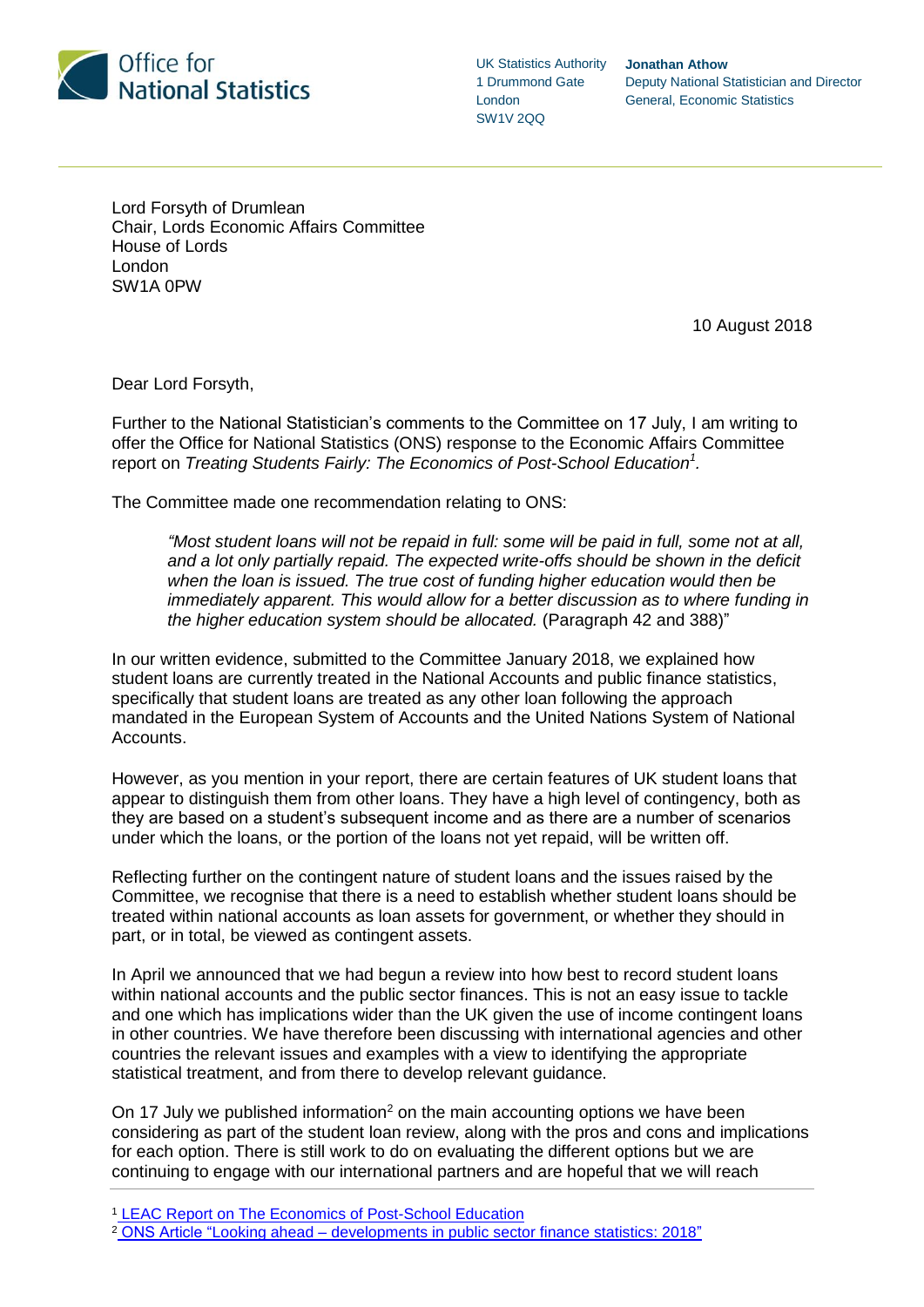Office for National Statistics

UK Statistics Authority
1 Drummond Gate
London
SW1V 2QQ

**Jonathan Athow**
Deputy National Statistician and Director General, Economic Statistics

---

Lord Forsyth of Drumlean
Chair, Lords Economic Affairs Committee
House of Lords
London
SW1A 0PW

10 August 2018

Dear Lord Forsyth,

Further to the National Statistician's comments to the Committee on 17 July, I am writing to offer the Office for National Statistics (ONS) response to the Economic Affairs Committee report on *Treating Students Fairly: The Economics of Post-School Education*[1].

The Committee made one recommendation relating to ONS:

> *"Most student loans will not be repaid in full: some will be paid in full, some not at all, and a lot only partially repaid. The expected write-offs should be shown in the deficit when the loan is issued. The true cost of funding higher education would then be immediately apparent. This would allow for a better discussion as to where funding in the higher education system should be allocated.* (Paragraph 42 and 388)"

In our written evidence, submitted to the Committee January 2018, we explained how student loans are currently treated in the National Accounts and public finance statistics, specifically that student loans are treated as any other loan following the approach mandated in the European System of Accounts and the United Nations System of National Accounts.

However, as you mention in your report, there are certain features of UK student loans that appear to distinguish them from other loans. They have a high level of contingency, both as they are based on a student's subsequent income and as there are a number of scenarios under which the loans, or the portion of the loans not yet repaid, will be written off.

Reflecting further on the contingent nature of student loans and the issues raised by the Committee, we recognise that there is a need to establish whether student loans should be treated within national accounts as loan assets for government, or whether they should in part, or in total, be viewed as contingent assets.

In April we announced that we had begun a review into how best to record student loans within national accounts and the public sector finances. This is not an easy issue to tackle and one which has implications wider than the UK given the use of income contingent loans in other countries. We have therefore been discussing with international agencies and other countries the relevant issues and examples with a view to identifying the appropriate statistical treatment, and from there to develop relevant guidance.

On 17 July we published information[2] on the main accounting options we have been considering as part of the student loan review, along with the pros and cons and implications for each option. There is still work to do on evaluating the different options but we are continuing to engage with our international partners and are hopeful that we will reach

---

[1] LEAC Report on The Economics of Post-School Education

[2] ONS Article "Looking ahead – developments in public sector finance statistics: 2018"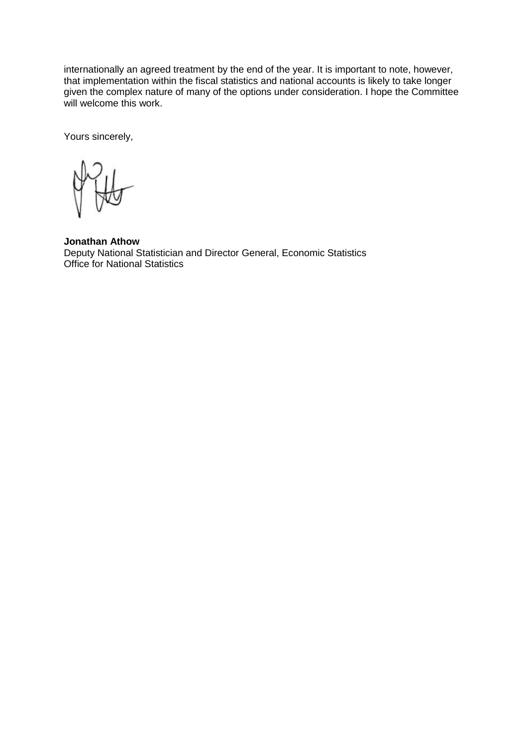internationally an agreed treatment by the end of the year. It is important to note, however, that implementation within the fiscal statistics and national accounts is likely to take longer given the complex nature of many of the options under consideration. I hope the Committee will welcome this work.

Yours sincerely,

**Jonathan Athow**
Deputy National Statistician and Director General, Economic Statistics
Office for National Statistics